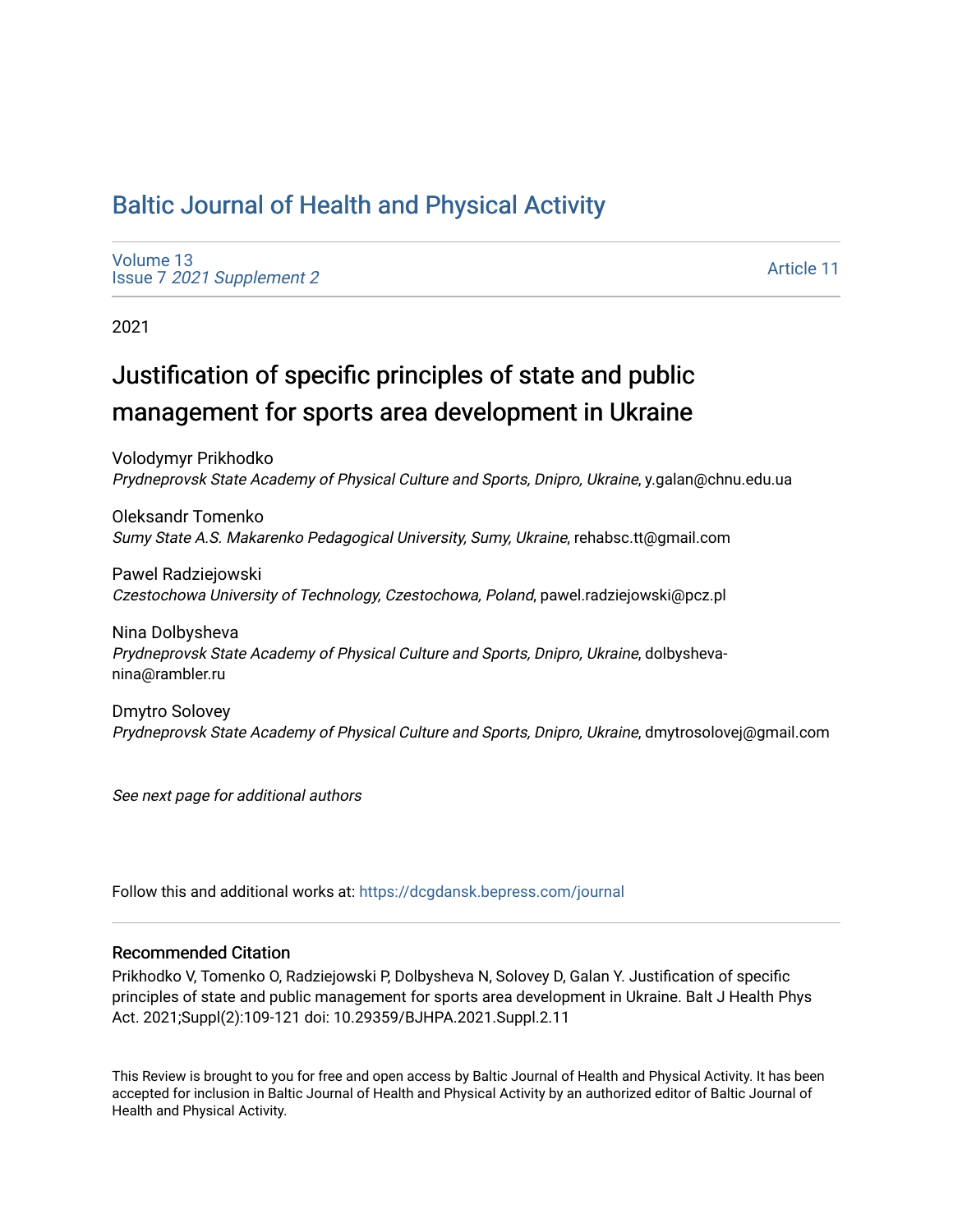# Baltic Journal of Health and Physical Activity

Volume 13
Issue 7 *2021 Supplement 2*

Article 11

2021

## Justification of specific principles of state and public management for sports area development in Ukraine

Volodymyr Prikhodko
*Prydneprovsk State Academy of Physical Culture and Sports, Dnipro, Ukraine*, y.galan@chnu.edu.ua

Oleksandr Tomenko
*Sumy State A.S. Makarenko Pedagogical University, Sumy, Ukraine*, rehabsc.tt@gmail.com

Pawel Radziejowski
*Czestochowa University of Technology, Czestochowa, Poland*, pawel.radziejowski@pcz.pl

Nina Dolbysheva
*Prydneprovsk State Academy of Physical Culture and Sports, Dnipro, Ukraine*, dolbysheva-nina@rambler.ru

Dmytro Solovey
*Prydneprovsk State Academy of Physical Culture and Sports, Dnipro, Ukraine*, dmytrosolovej@gmail.com

*See next page for additional authors*

Follow this and additional works at: https://dcgdansk.bepress.com/journal

### Recommended Citation

Prikhodko V, Tomenko O, Radziejowski P, Dolbysheva N, Solovey D, Galan Y. Justification of specific principles of state and public management for sports area development in Ukraine. Balt J Health Phys Act. 2021;Suppl(2):109-121 doi: 10.29359/BJHPA.2021.Suppl.2.11

This Review is brought to you for free and open access by Baltic Journal of Health and Physical Activity. It has been accepted for inclusion in Baltic Journal of Health and Physical Activity by an authorized editor of Baltic Journal of Health and Physical Activity.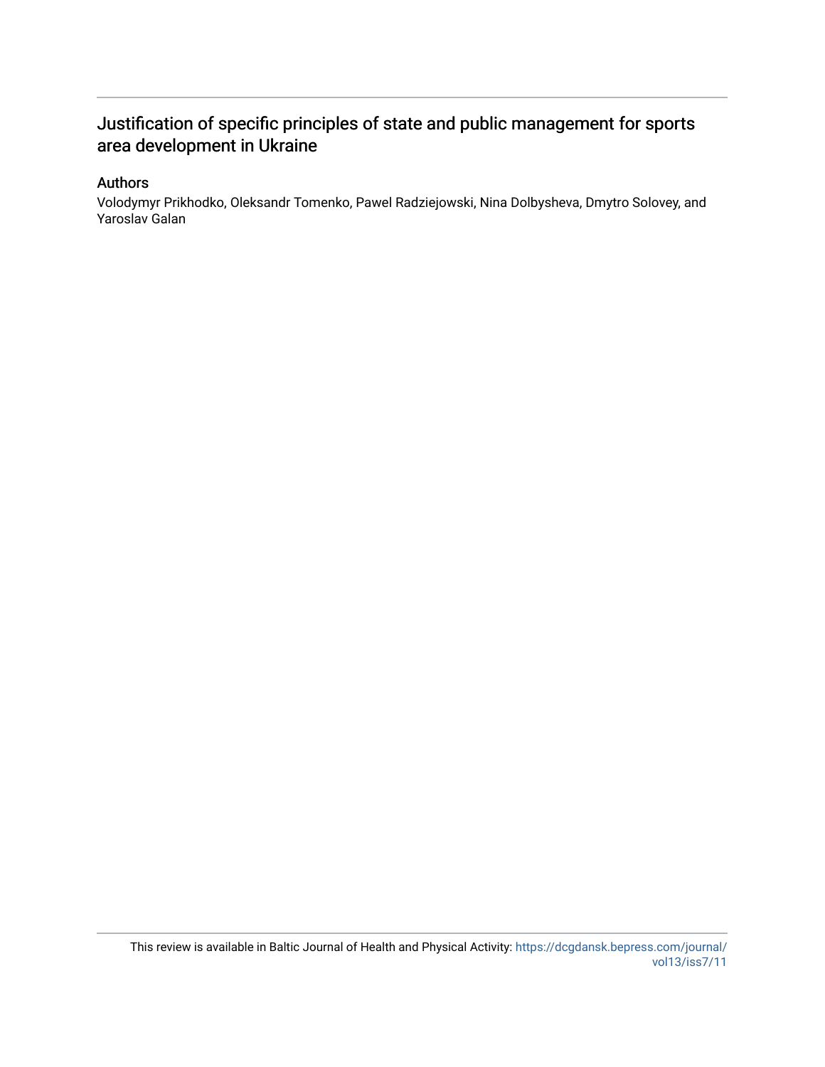# Justification of specific principles of state and public management for sports area development in Ukraine

## Authors

Volodymyr Prikhodko, Oleksandr Tomenko, Pawel Radziejowski, Nina Dolbysheva, Dmytro Solovey, and Yaroslav Galan

This review is available in Baltic Journal of Health and Physical Activity: https://dcgdansk.bepress.com/journal/vol13/iss7/11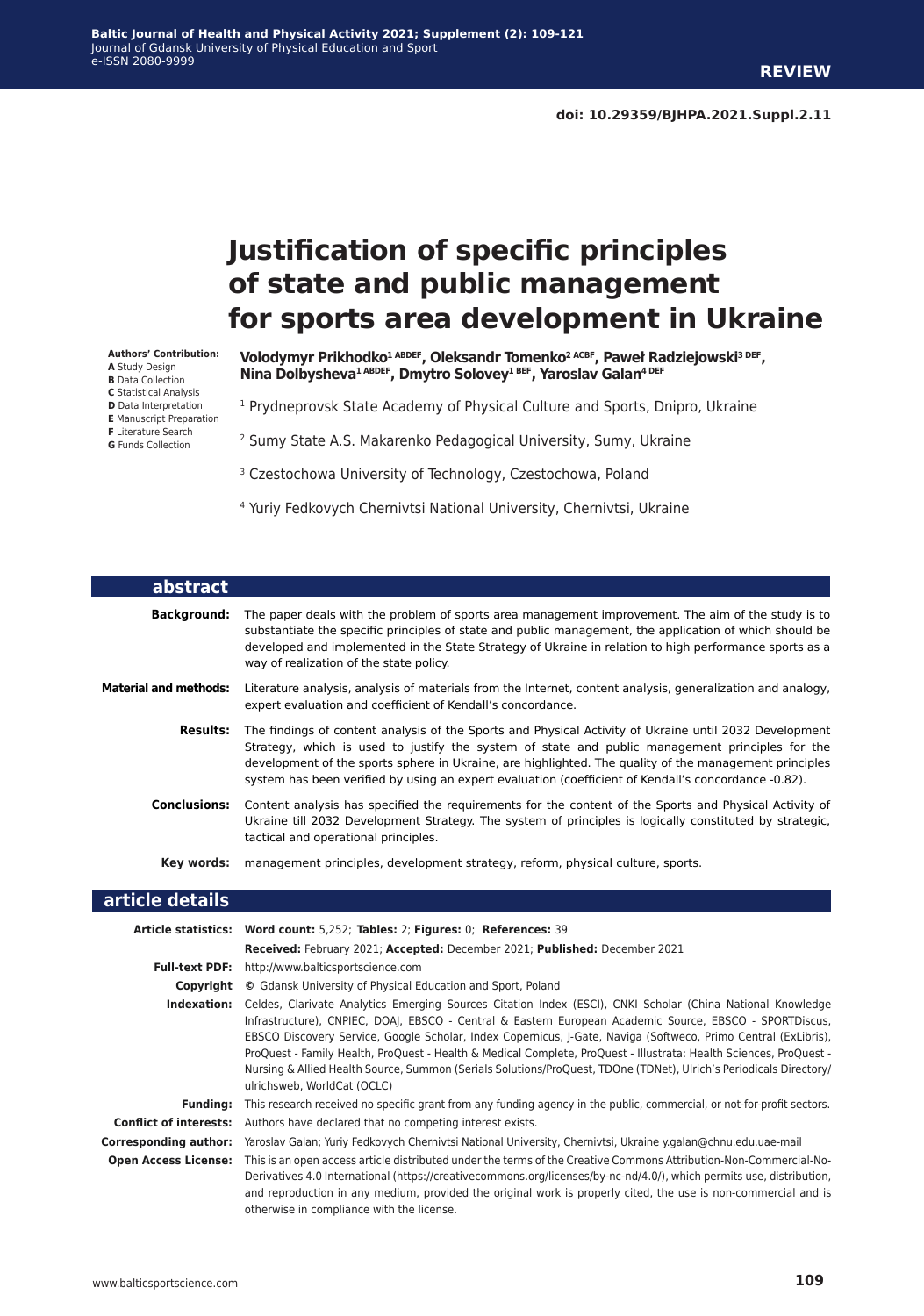**REVIEW**

**doi: 10.29359/BJHPA.2021.Suppl.2.11**

# Justification of specific principles of state and public management for sports area development in Ukraine

**Authors' Contribution:**
**A** Study Design
**B** Data Collection
**C** Statistical Analysis
**D** Data Interpretation
**E** Manuscript Preparation
**F** Literature Search
**G** Funds Collection

**Volodymyr Prikhodko[1 ABDEF], Oleksandr Tomenko[2 ACBF], Paweł Radziejowski[3 DEF], Nina Dolbysheva[1 ABDEF], Dmytro Solovey[1 BEF], Yaroslav Galan[4 DEF]**

[1] Prydneprovsk State Academy of Physical Culture and Sports, Dnipro, Ukraine

[2] Sumy State A.S. Makarenko Pedagogical University, Sumy, Ukraine

[3] Czestochowa University of Technology, Czestochowa, Poland

[4] Yuriy Fedkovych Chernivtsi National University, Chernivtsi, Ukraine

## abstract

**Background:** The paper deals with the problem of sports area management improvement. The aim of the study is to substantiate the specific principles of state and public management, the application of which should be developed and implemented in the State Strategy of Ukraine in relation to high performance sports as a way of realization of the state policy.

**Material and methods:** Literature analysis, analysis of materials from the Internet, content analysis, generalization and analogy, expert evaluation and coefficient of Kendall's concordance.

**Results:** The findings of content analysis of the Sports and Physical Activity of Ukraine until 2032 Development Strategy, which is used to justify the system of state and public management principles for the development of the sports sphere in Ukraine, are highlighted. The quality of the management principles system has been verified by using an expert evaluation (coefficient of Kendall's concordance -0.82).

**Conclusions:** Content analysis has specified the requirements for the content of the Sports and Physical Activity of Ukraine till 2032 Development Strategy. The system of principles is logically constituted by strategic, tactical and operational principles.

**Key words:** management principles, development strategy, reform, physical culture, sports.

## article details

**Article statistics:** **Word count:** 5,252; **Tables:** 2; **Figures:** 0; **References:** 39

**Received:** February 2021; **Accepted:** December 2021; **Published:** December 2021

**Full-text PDF:** http://www.balticsportscience.com

**Copyright** © Gdansk University of Physical Education and Sport, Poland

**Indexation:** Celdes, Clarivate Analytics Emerging Sources Citation Index (ESCI), CNKI Scholar (China National Knowledge Infrastructure), CNPIEC, DOAJ, EBSCO - Central & Eastern European Academic Source, EBSCO - SPORTDiscus, EBSCO Discovery Service, Google Scholar, Index Copernicus, J-Gate, Naviga (Softweco, Primo Central (ExLibris), ProQuest - Family Health, ProQuest - Health & Medical Complete, ProQuest - Illustrata: Health Sciences, ProQuest - Nursing & Allied Health Source, Summon (Serials Solutions/ProQuest, TDOne (TDNet), Ulrich's Periodicals Directory/ulrichsweb, WorldCat (OCLC)

**Funding:** This research received no specific grant from any funding agency in the public, commercial, or not-for-profit sectors.

**Conflict of interests:** Authors have declared that no competing interest exists.

**Corresponding author:** Yaroslav Galan; Yuriy Fedkovych Chernivtsi National University, Chernivtsi, Ukraine y.galan@chnu.edu.uae-mail

**Open Access License:** This is an open access article distributed under the terms of the Creative Commons Attribution-Non-Commercial-No-Derivatives 4.0 International (https://creativecommons.org/licenses/by-nc-nd/4.0/), which permits use, distribution, and reproduction in any medium, provided the original work is properly cited, the use is non-commercial and is otherwise in compliance with the license.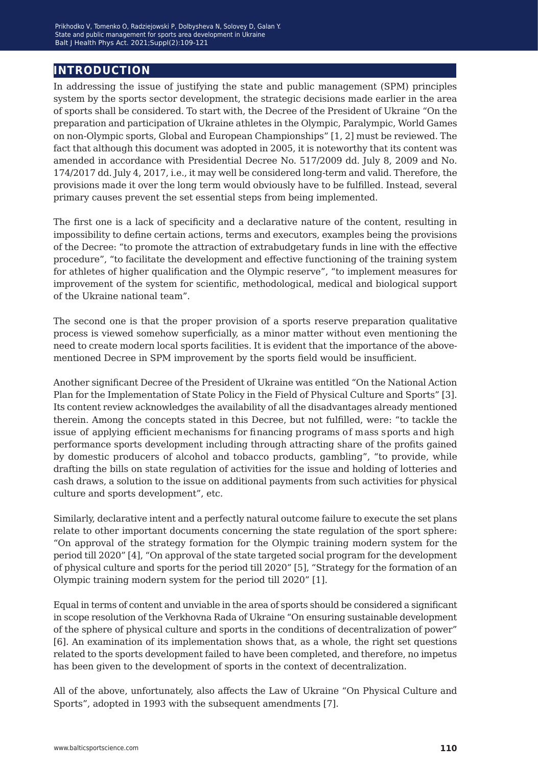## INTRODUCTION

In addressing the issue of justifying the state and public management (SPM) principles system by the sports sector development, the strategic decisions made earlier in the area of sports shall be considered. To start with, the Decree of the President of Ukraine "On the preparation and participation of Ukraine athletes in the Olympic, Paralympic, World Games on non-Olympic sports, Global and European Championships" [1, 2] must be reviewed. The fact that although this document was adopted in 2005, it is noteworthy that its content was amended in accordance with Presidential Decree No. 517/2009 dd. July 8, 2009 and No. 174/2017 dd. July 4, 2017, i.e., it may well be considered long-term and valid. Therefore, the provisions made it over the long term would obviously have to be fulfilled. Instead, several primary causes prevent the set essential steps from being implemented.

The first one is a lack of specificity and a declarative nature of the content, resulting in impossibility to define certain actions, terms and executors, examples being the provisions of the Decree: "to promote the attraction of extrabudgetary funds in line with the effective procedure", "to facilitate the development and effective functioning of the training system for athletes of higher qualification and the Olympic reserve", "to implement measures for improvement of the system for scientific, methodological, medical and biological support of the Ukraine national team".

The second one is that the proper provision of a sports reserve preparation qualitative process is viewed somehow superficially, as a minor matter without even mentioning the need to create modern local sports facilities. It is evident that the importance of the above-mentioned Decree in SPM improvement by the sports field would be insufficient.

Another significant Decree of the President of Ukraine was entitled "On the National Action Plan for the Implementation of State Policy in the Field of Physical Culture and Sports" [3]. Its content review acknowledges the availability of all the disadvantages already mentioned therein. Among the concepts stated in this Decree, but not fulfilled, were: "to tackle the issue of applying efficient mechanisms for financing programs of mass sports and high performance sports development including through attracting share of the profits gained by domestic producers of alcohol and tobacco products, gambling", "to provide, while drafting the bills on state regulation of activities for the issue and holding of lotteries and cash draws, a solution to the issue on additional payments from such activities for physical culture and sports development", etc.

Similarly, declarative intent and a perfectly natural outcome failure to execute the set plans relate to other important documents concerning the state regulation of the sport sphere: "On approval of the strategy formation for the Olympic training modern system for the period till 2020" [4], "On approval of the state targeted social program for the development of physical culture and sports for the period till 2020" [5], "Strategy for the formation of an Olympic training modern system for the period till 2020" [1].

Equal in terms of content and unviable in the area of sports should be considered a significant in scope resolution of the Verkhovna Rada of Ukraine "On ensuring sustainable development of the sphere of physical culture and sports in the conditions of decentralization of power" [6]. An examination of its implementation shows that, as a whole, the right set questions related to the sports development failed to have been completed, and therefore, no impetus has been given to the development of sports in the context of decentralization.

All of the above, unfortunately, also affects the Law of Ukraine "On Physical Culture and Sports", adopted in 1993 with the subsequent amendments [7].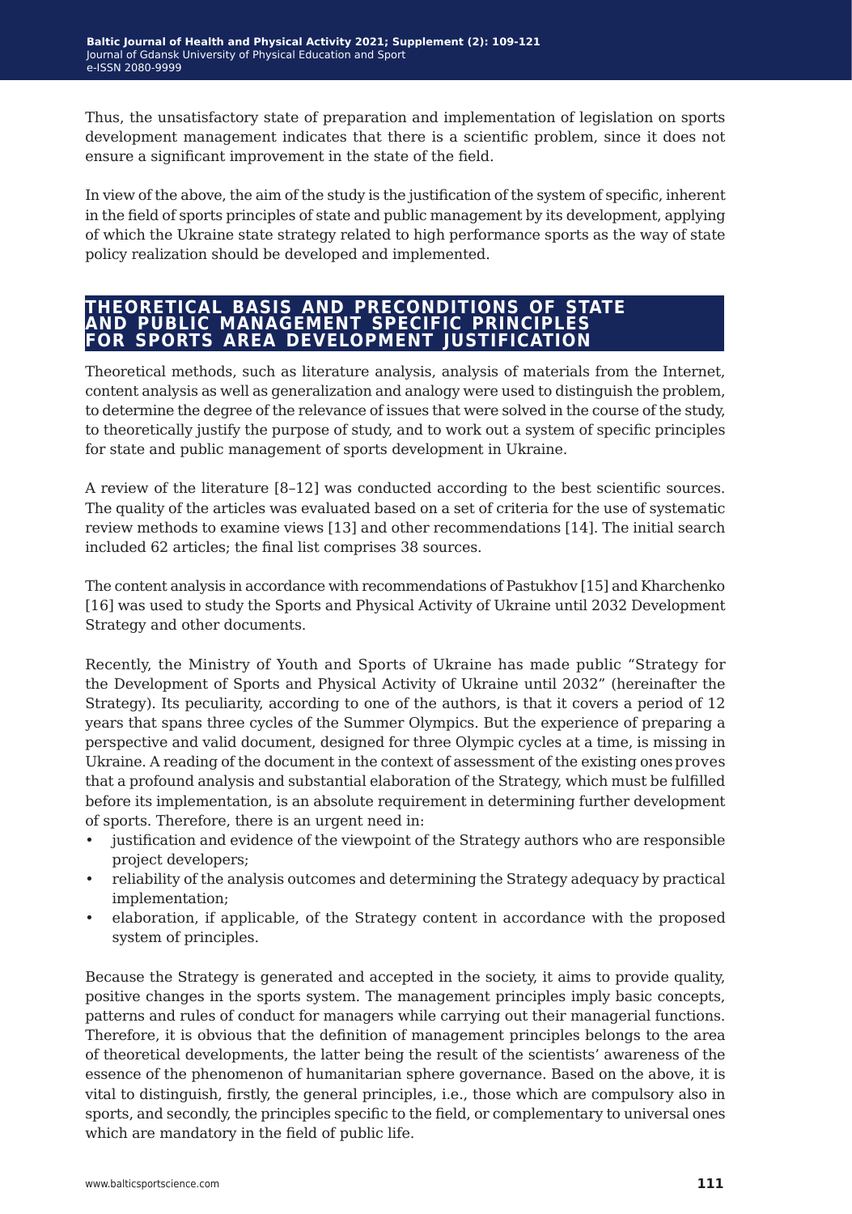Thus, the unsatisfactory state of preparation and implementation of legislation on sports development management indicates that there is a scientific problem, since it does not ensure a significant improvement in the state of the field.

In view of the above, the aim of the study is the justification of the system of specific, inherent in the field of sports principles of state and public management by its development, applying of which the Ukraine state strategy related to high performance sports as the way of state policy realization should be developed and implemented.

## THEORETICAL BASIS AND PRECONDITIONS OF STATE AND PUBLIC MANAGEMENT SPECIFIC PRINCIPLES FOR SPORTS AREA DEVELOPMENT JUSTIFICATION

Theoretical methods, such as literature analysis, analysis of materials from the Internet, content analysis as well as generalization and analogy were used to distinguish the problem, to determine the degree of the relevance of issues that were solved in the course of the study, to theoretically justify the purpose of study, and to work out a system of specific principles for state and public management of sports development in Ukraine.

A review of the literature [8–12] was conducted according to the best scientific sources. The quality of the articles was evaluated based on a set of criteria for the use of systematic review methods to examine views [13] and other recommendations [14]. The initial search included 62 articles; the final list comprises 38 sources.

The content analysis in accordance with recommendations of Pastukhov [15] and Kharchenko [16] was used to study the Sports and Physical Activity of Ukraine until 2032 Development Strategy and other documents.

Recently, the Ministry of Youth and Sports of Ukraine has made public "Strategy for the Development of Sports and Physical Activity of Ukraine until 2032" (hereinafter the Strategy). Its peculiarity, according to one of the authors, is that it covers a period of 12 years that spans three cycles of the Summer Olympics. But the experience of preparing a perspective and valid document, designed for three Olympic cycles at a time, is missing in Ukraine. A reading of the document in the context of assessment of the existing ones proves that a profound analysis and substantial elaboration of the Strategy, which must be fulfilled before its implementation, is an absolute requirement in determining further development of sports. Therefore, there is an urgent need in:

- justification and evidence of the viewpoint of the Strategy authors who are responsible project developers;
- reliability of the analysis outcomes and determining the Strategy adequacy by practical implementation;
- elaboration, if applicable, of the Strategy content in accordance with the proposed system of principles.

Because the Strategy is generated and accepted in the society, it aims to provide quality, positive changes in the sports system. The management principles imply basic concepts, patterns and rules of conduct for managers while carrying out their managerial functions. Therefore, it is obvious that the definition of management principles belongs to the area of theoretical developments, the latter being the result of the scientists' awareness of the essence of the phenomenon of humanitarian sphere governance. Based on the above, it is vital to distinguish, firstly, the general principles, i.e., those which are compulsory also in sports, and secondly, the principles specific to the field, or complementary to universal ones which are mandatory in the field of public life.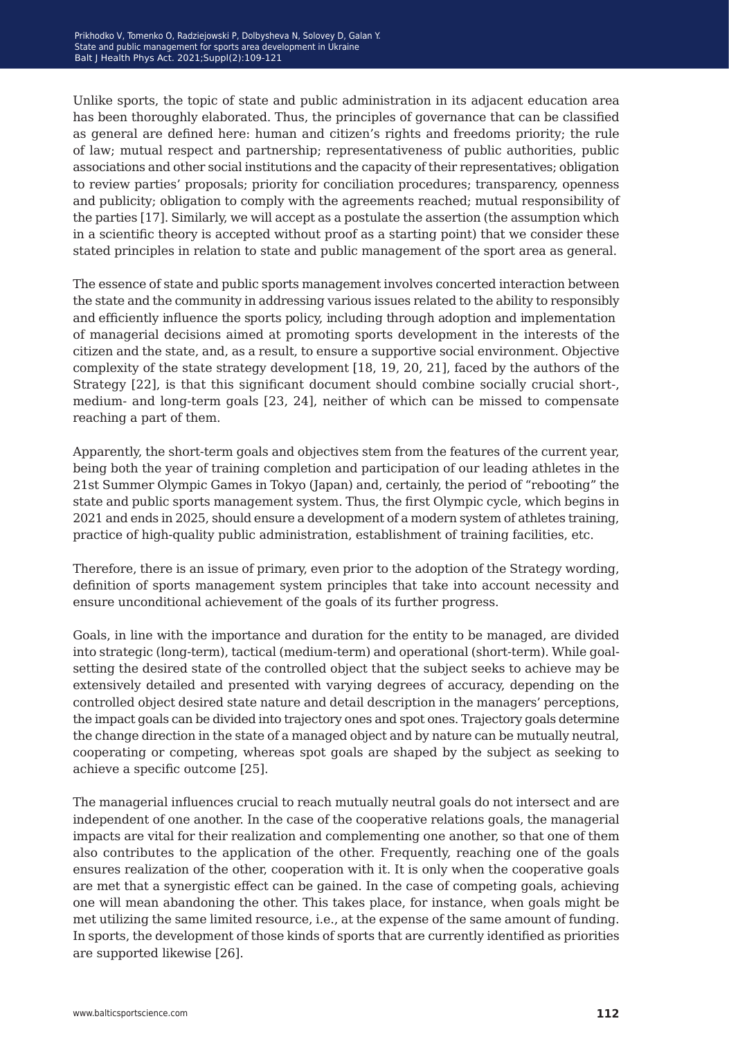Unlike sports, the topic of state and public administration in its adjacent education area has been thoroughly elaborated. Thus, the principles of governance that can be classified as general are defined here: human and citizen's rights and freedoms priority; the rule of law; mutual respect and partnership; representativeness of public authorities, public associations and other social institutions and the capacity of their representatives; obligation to review parties' proposals; priority for conciliation procedures; transparency, openness and publicity; obligation to comply with the agreements reached; mutual responsibility of the parties [17]. Similarly, we will accept as a postulate the assertion (the assumption which in a scientific theory is accepted without proof as a starting point) that we consider these stated principles in relation to state and public management of the sport area as general.

The essence of state and public sports management involves concerted interaction between the state and the community in addressing various issues related to the ability to responsibly and efficiently influence the sports policy, including through adoption and implementation of managerial decisions aimed at promoting sports development in the interests of the citizen and the state, and, as a result, to ensure a supportive social environment. Objective complexity of the state strategy development [18, 19, 20, 21], faced by the authors of the Strategy [22], is that this significant document should combine socially crucial short-, medium- and long-term goals [23, 24], neither of which can be missed to compensate reaching a part of them.

Apparently, the short-term goals and objectives stem from the features of the current year, being both the year of training completion and participation of our leading athletes in the 21st Summer Olympic Games in Tokyo (Japan) and, certainly, the period of "rebooting" the state and public sports management system. Thus, the first Olympic cycle, which begins in 2021 and ends in 2025, should ensure a development of a modern system of athletes training, practice of high-quality public administration, establishment of training facilities, etc.

Therefore, there is an issue of primary, even prior to the adoption of the Strategy wording, definition of sports management system principles that take into account necessity and ensure unconditional achievement of the goals of its further progress.

Goals, in line with the importance and duration for the entity to be managed, are divided into strategic (long-term), tactical (medium-term) and operational (short-term). While goal-setting the desired state of the controlled object that the subject seeks to achieve may be extensively detailed and presented with varying degrees of accuracy, depending on the controlled object desired state nature and detail description in the managers' perceptions, the impact goals can be divided into trajectory ones and spot ones. Trajectory goals determine the change direction in the state of a managed object and by nature can be mutually neutral, cooperating or competing, whereas spot goals are shaped by the subject as seeking to achieve a specific outcome [25].

The managerial influences crucial to reach mutually neutral goals do not intersect and are independent of one another. In the case of the cooperative relations goals, the managerial impacts are vital for their realization and complementing one another, so that one of them also contributes to the application of the other. Frequently, reaching one of the goals ensures realization of the other, cooperation with it. It is only when the cooperative goals are met that a synergistic effect can be gained. In the case of competing goals, achieving one will mean abandoning the other. This takes place, for instance, when goals might be met utilizing the same limited resource, i.e., at the expense of the same amount of funding. In sports, the development of those kinds of sports that are currently identified as priorities are supported likewise [26].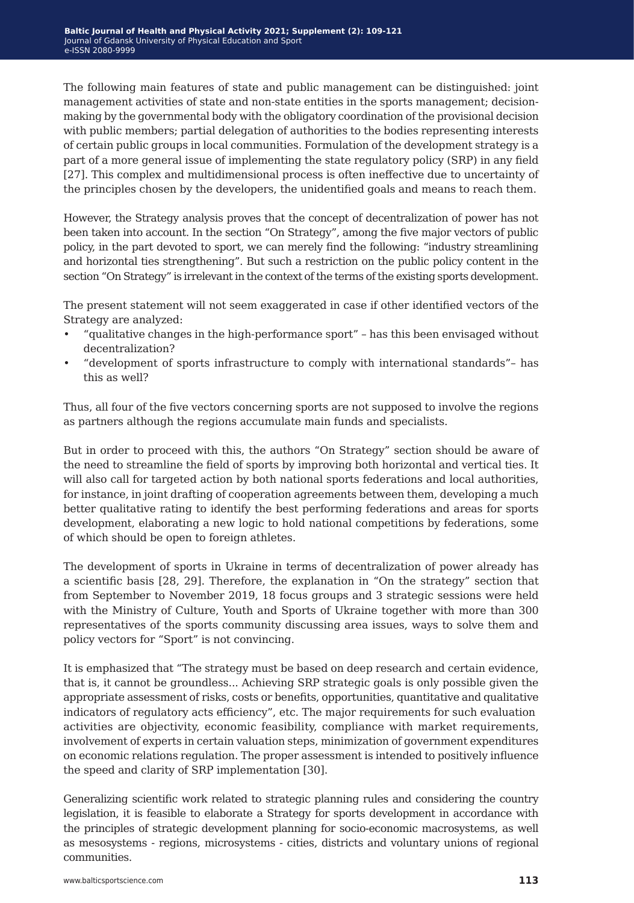The following main features of state and public management can be distinguished: joint management activities of state and non-state entities in the sports management; decision-making by the governmental body with the obligatory coordination of the provisional decision with public members; partial delegation of authorities to the bodies representing interests of certain public groups in local communities. Formulation of the development strategy is a part of a more general issue of implementing the state regulatory policy (SRP) in any field [27]. This complex and multidimensional process is often ineffective due to uncertainty of the principles chosen by the developers, the unidentified goals and means to reach them.

However, the Strategy analysis proves that the concept of decentralization of power has not been taken into account. In the section "On Strategy", among the five major vectors of public policy, in the part devoted to sport, we can merely find the following: "industry streamlining and horizontal ties strengthening". But such a restriction on the public policy content in the section "On Strategy" is irrelevant in the context of the terms of the existing sports development.

The present statement will not seem exaggerated in case if other identified vectors of the Strategy are analyzed:

- "qualitative changes in the high-performance sport" – has this been envisaged without decentralization?
- "development of sports infrastructure to comply with international standards"– has this as well?

Thus, all four of the five vectors concerning sports are not supposed to involve the regions as partners although the regions accumulate main funds and specialists.

But in order to proceed with this, the authors "On Strategy" section should be aware of the need to streamline the field of sports by improving both horizontal and vertical ties. It will also call for targeted action by both national sports federations and local authorities, for instance, in joint drafting of cooperation agreements between them, developing a much better qualitative rating to identify the best performing federations and areas for sports development, elaborating a new logic to hold national competitions by federations, some of which should be open to foreign athletes.

The development of sports in Ukraine in terms of decentralization of power already has a scientific basis [28, 29]. Therefore, the explanation in "On the strategy" section that from September to November 2019, 18 focus groups and 3 strategic sessions were held with the Ministry of Culture, Youth and Sports of Ukraine together with more than 300 representatives of the sports community discussing area issues, ways to solve them and policy vectors for "Sport" is not convincing.

It is emphasized that "The strategy must be based on deep research and certain evidence, that is, it cannot be groundless... Achieving SRP strategic goals is only possible given the appropriate assessment of risks, costs or benefits, opportunities, quantitative and qualitative indicators of regulatory acts efficiency", etc. The major requirements for such evaluation activities are objectivity, economic feasibility, compliance with market requirements, involvement of experts in certain valuation steps, minimization of government expenditures on economic relations regulation. The proper assessment is intended to positively influence the speed and clarity of SRP implementation [30].

Generalizing scientific work related to strategic planning rules and considering the country legislation, it is feasible to elaborate a Strategy for sports development in accordance with the principles of strategic development planning for socio-economic macrosystems, as well as mesosystems - regions, microsystems - cities, districts and voluntary unions of regional communities.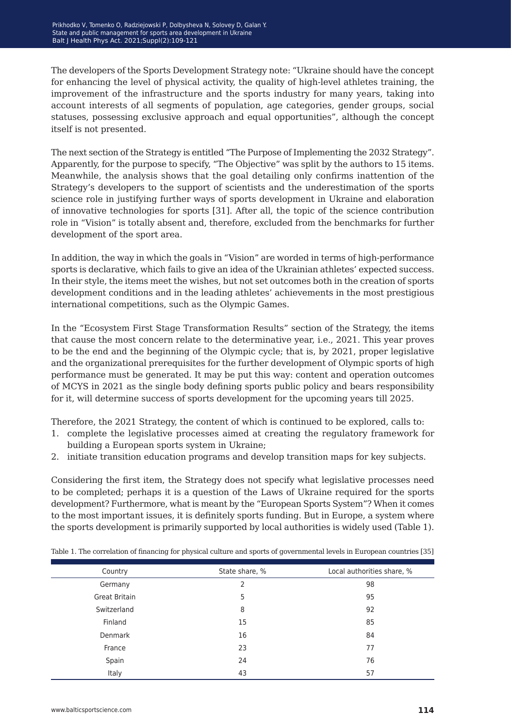The developers of the Sports Development Strategy note: "Ukraine should have the concept for enhancing the level of physical activity, the quality of high-level athletes training, the improvement of the infrastructure and the sports industry for many years, taking into account interests of all segments of population, age categories, gender groups, social statuses, possessing exclusive approach and equal opportunities", although the concept itself is not presented.

The next section of the Strategy is entitled "The Purpose of Implementing the 2032 Strategy". Apparently, for the purpose to specify, "The Objective" was split by the authors to 15 items. Meanwhile, the analysis shows that the goal detailing only confirms inattention of the Strategy's developers to the support of scientists and the underestimation of the sports science role in justifying further ways of sports development in Ukraine and elaboration of innovative technologies for sports [31]. After all, the topic of the science contribution role in "Vision" is totally absent and, therefore, excluded from the benchmarks for further development of the sport area.

In addition, the way in which the goals in "Vision" are worded in terms of high-performance sports is declarative, which fails to give an idea of the Ukrainian athletes' expected success. In their style, the items meet the wishes, but not set outcomes both in the creation of sports development conditions and in the leading athletes' achievements in the most prestigious international competitions, such as the Olympic Games.

In the "Ecosystem First Stage Transformation Results" section of the Strategy, the items that cause the most concern relate to the determinative year, i.e., 2021. This year proves to be the end and the beginning of the Olympic cycle; that is, by 2021, proper legislative and the organizational prerequisites for the further development of Olympic sports of high performance must be generated. It may be put this way: content and operation outcomes of MCYS in 2021 as the single body defining sports public policy and bears responsibility for it, will determine success of sports development for the upcoming years till 2025.

Therefore, the 2021 Strategy, the content of which is continued to be explored, calls to:

1. complete the legislative processes aimed at creating the regulatory framework for building a European sports system in Ukraine;
2. initiate transition education programs and develop transition maps for key subjects.

Considering the first item, the Strategy does not specify what legislative processes need to be completed; perhaps it is a question of the Laws of Ukraine required for the sports development? Furthermore, what is meant by the "European Sports System"? When it comes to the most important issues, it is definitely sports funding. But in Europe, a system where the sports development is primarily supported by local authorities is widely used (Table 1).

Table 1. The correlation of financing for physical culture and sports of governmental levels in European countries [35]

| Country | State share, % | Local authorities share, % |
|---|---|---|
| Germany | 2 | 98 |
| Great Britain | 5 | 95 |
| Switzerland | 8 | 92 |
| Finland | 15 | 85 |
| Denmark | 16 | 84 |
| France | 23 | 77 |
| Spain | 24 | 76 |
| Italy | 43 | 57 |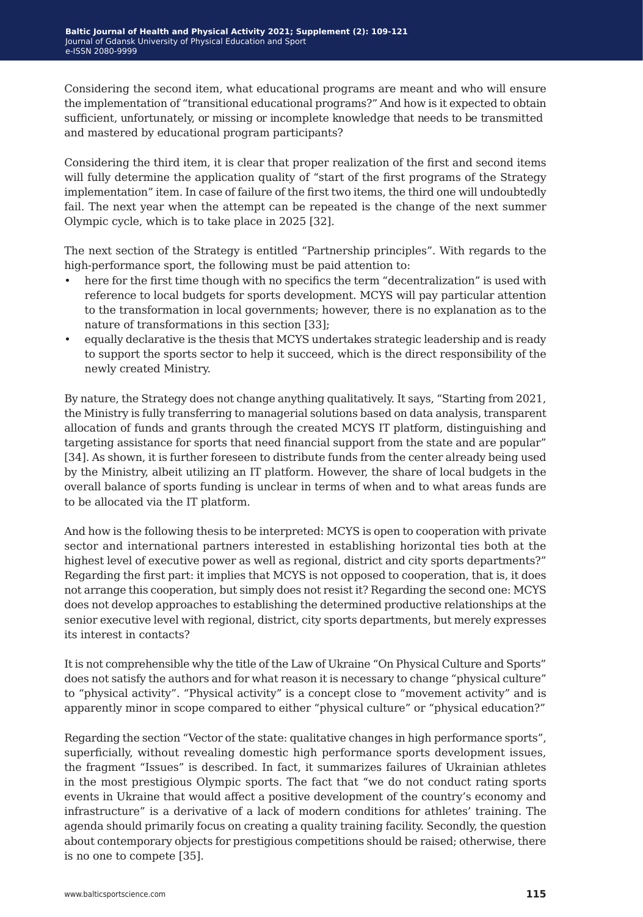Considering the second item, what educational programs are meant and who will ensure the implementation of “transitional educational programs?” And how is it expected to obtain sufficient, unfortunately, or missing or incomplete knowledge that needs to be transmitted and mastered by educational program participants?

Considering the third item, it is clear that proper realization of the first and second items will fully determine the application quality of “start of the first programs of the Strategy implementation” item. In case of failure of the first two items, the third one will undoubtedly fail. The next year when the attempt can be repeated is the change of the next summer Olympic cycle, which is to take place in 2025 [32].

The next section of the Strategy is entitled “Partnership principles”. With regards to the high-performance sport, the following must be paid attention to:

- here for the first time though with no specifics the term “decentralization” is used with reference to local budgets for sports development. MCYS will pay particular attention to the transformation in local governments; however, there is no explanation as to the nature of transformations in this section [33];
- equally declarative is the thesis that MCYS undertakes strategic leadership and is ready to support the sports sector to help it succeed, which is the direct responsibility of the newly created Ministry.

By nature, the Strategy does not change anything qualitatively. It says, “Starting from 2021, the Ministry is fully transferring to managerial solutions based on data analysis, transparent allocation of funds and grants through the created MCYS IT platform, distinguishing and targeting assistance for sports that need financial support from the state and are popular” [34]. As shown, it is further foreseen to distribute funds from the center already being used by the Ministry, albeit utilizing an IT platform. However, the share of local budgets in the overall balance of sports funding is unclear in terms of when and to what areas funds are to be allocated via the IT platform.

And how is the following thesis to be interpreted: MCYS is open to cooperation with private sector and international partners interested in establishing horizontal ties both at the highest level of executive power as well as regional, district and city sports departments?” Regarding the first part: it implies that MCYS is not opposed to cooperation, that is, it does not arrange this cooperation, but simply does not resist it? Regarding the second one: MCYS does not develop approaches to establishing the determined productive relationships at the senior executive level with regional, district, city sports departments, but merely expresses its interest in contacts?

It is not comprehensible why the title of the Law of Ukraine “On Physical Culture and Sports” does not satisfy the authors and for what reason it is necessary to change “physical culture” to “physical activity”. “Physical activity” is a concept close to “movement activity” and is apparently minor in scope compared to either “physical culture” or “physical education?”

Regarding the section “Vector of the state: qualitative changes in high performance sports”, superficially, without revealing domestic high performance sports development issues, the fragment “Issues” is described. In fact, it summarizes failures of Ukrainian athletes in the most prestigious Olympic sports. The fact that “we do not conduct rating sports events in Ukraine that would affect a positive development of the country’s economy and infrastructure” is a derivative of a lack of modern conditions for athletes’ training. The agenda should primarily focus on creating a quality training facility. Secondly, the question about contemporary objects for prestigious competitions should be raised; otherwise, there is no one to compete [35].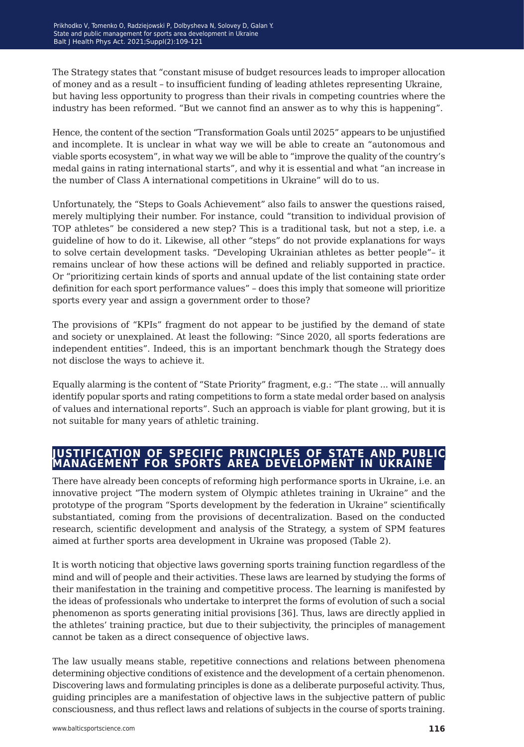The Strategy states that "constant misuse of budget resources leads to improper allocation of money and as a result – to insufficient funding of leading athletes representing Ukraine, but having less opportunity to progress than their rivals in competing countries where the industry has been reformed. "But we cannot find an answer as to why this is happening".

Hence, the content of the section "Transformation Goals until 2025" appears to be unjustified and incomplete. It is unclear in what way we will be able to create an "autonomous and viable sports ecosystem", in what way we will be able to "improve the quality of the country's medal gains in rating international starts", and why it is essential and what "an increase in the number of Class A international competitions in Ukraine" will do to us.

Unfortunately, the "Steps to Goals Achievement" also fails to answer the questions raised, merely multiplying their number. For instance, could "transition to individual provision of TOP athletes" be considered a new step? This is a traditional task, but not a step, i.e. a guideline of how to do it. Likewise, all other "steps" do not provide explanations for ways to solve certain development tasks. "Developing Ukrainian athletes as better people"– it remains unclear of how these actions will be defined and reliably supported in practice. Or "prioritizing certain kinds of sports and annual update of the list containing state order definition for each sport performance values" – does this imply that someone will prioritize sports every year and assign a government order to those?

The provisions of "KPIs" fragment do not appear to be justified by the demand of state and society or unexplained. At least the following: "Since 2020, all sports federations are independent entities". Indeed, this is an important benchmark though the Strategy does not disclose the ways to achieve it.

Equally alarming is the content of "State Priority" fragment, e.g.: "The state ... will annually identify popular sports and rating competitions to form a state medal order based on analysis of values and international reports". Such an approach is viable for plant growing, but it is not suitable for many years of athletic training.

## JUSTIFICATION OF SPECIFIC PRINCIPLES OF STATE AND PUBLIC MANAGEMENT FOR SPORTS AREA DEVELOPMENT IN UKRAINE

There have already been concepts of reforming high performance sports in Ukraine, i.e. an innovative project "The modern system of Olympic athletes training in Ukraine" and the prototype of the program "Sports development by the federation in Ukraine" scientifically substantiated, coming from the provisions of decentralization. Based on the conducted research, scientific development and analysis of the Strategy, a system of SPM features aimed at further sports area development in Ukraine was proposed (Table 2).

It is worth noticing that objective laws governing sports training function regardless of the mind and will of people and their activities. These laws are learned by studying the forms of their manifestation in the training and competitive process. The learning is manifested by the ideas of professionals who undertake to interpret the forms of evolution of such a social phenomenon as sports generating initial provisions [36]. Thus, laws are directly applied in the athletes' training practice, but due to their subjectivity, the principles of management cannot be taken as a direct consequence of objective laws.

The law usually means stable, repetitive connections and relations between phenomena determining objective conditions of existence and the development of a certain phenomenon. Discovering laws and formulating principles is done as a deliberate purposeful activity. Thus, guiding principles are a manifestation of objective laws in the subjective pattern of public consciousness, and thus reflect laws and relations of subjects in the course of sports training.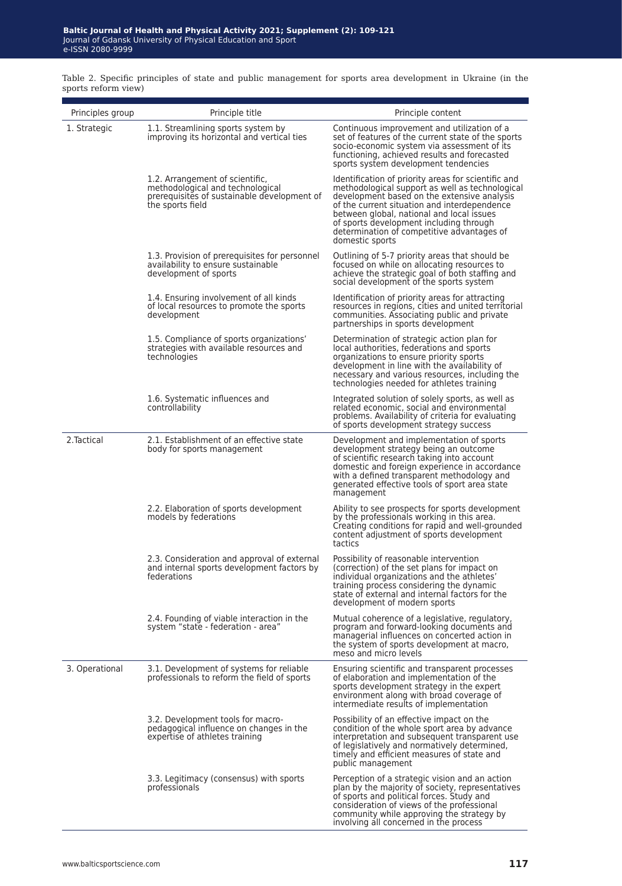Table 2. Specific principles of state and public management for sports area development in Ukraine (in the sports reform view)

| Principles group | Principle title | Principle content |
|---|---|---|
| 1. Strategic | 1.1. Streamlining sports system by improving its horizontal and vertical ties | Continuous improvement and utilization of a set of features of the current state of the sports socio-economic system via assessment of its functioning, achieved results and forecasted sports system development tendencies |
| | 1.2. Arrangement of scientific, methodological and technological prerequisites of sustainable development of the sports field | Identification of priority areas for scientific and methodological support as well as technological development based on the extensive analysis of the current situation and interdependence between global, national and local issues of sports development including through determination of competitive advantages of domestic sports |
| | 1.3. Provision of prerequisites for personnel availability to ensure sustainable development of sports | Outlining of 5-7 priority areas that should be focused on while on allocating resources to achieve the strategic goal of both staffing and social development of the sports system |
| | 1.4. Ensuring involvement of all kinds of local resources to promote the sports development | Identification of priority areas for attracting resources in regions, cities and united territorial communities. Associating public and private partnerships in sports development |
| | 1.5. Compliance of sports organizations' strategies with available resources and technologies | Determination of strategic action plan for local authorities, federations and sports organizations to ensure priority sports development in line with the availability of necessary and various resources, including the technologies needed for athletes training |
| | 1.6. Systematic influences and controllability | Integrated solution of solely sports, as well as related economic, social and environmental problems. Availability of criteria for evaluating of sports development strategy success |
| 2.Tactical | 2.1. Establishment of an effective state body for sports management | Development and implementation of sports development strategy being an outcome of scientific research taking into account domestic and foreign experience in accordance with a defined transparent methodology and generated effective tools of sport area state management |
| | 2.2. Elaboration of sports development models by federations | Ability to see prospects for sports development by the professionals working in this area. Creating conditions for rapid and well-grounded content adjustment of sports development tactics |
| | 2.3. Consideration and approval of external and internal sports development factors by federations | Possibility of reasonable intervention (correction) of the set plans for impact on individual organizations and the athletes' training process considering the dynamic state of external and internal factors for the development of modern sports |
| | 2.4. Founding of viable interaction in the system "state - federation - area" | Mutual coherence of a legislative, regulatory, program and forward-looking documents and managerial influences on concerted action in the system of sports development at macro, meso and micro levels |
| 3. Operational | 3.1. Development of systems for reliable professionals to reform the field of sports | Ensuring scientific and transparent processes of elaboration and implementation of the sports development strategy in the expert environment along with broad coverage of intermediate results of implementation |
| | 3.2. Development tools for macro-pedagogical influence on changes in the expertise of athletes training | Possibility of an effective impact on the condition of the whole sport area by advance interpretation and subsequent transparent use of legislatively and normatively determined, timely and efficient measures of state and public management |
| | 3.3. Legitimacy (consensus) with sports professionals | Perception of a strategic vision and an action plan by the majority of society, representatives of sports and political forces. Study and consideration of views of the professional community while approving the strategy by involving all concerned in the process |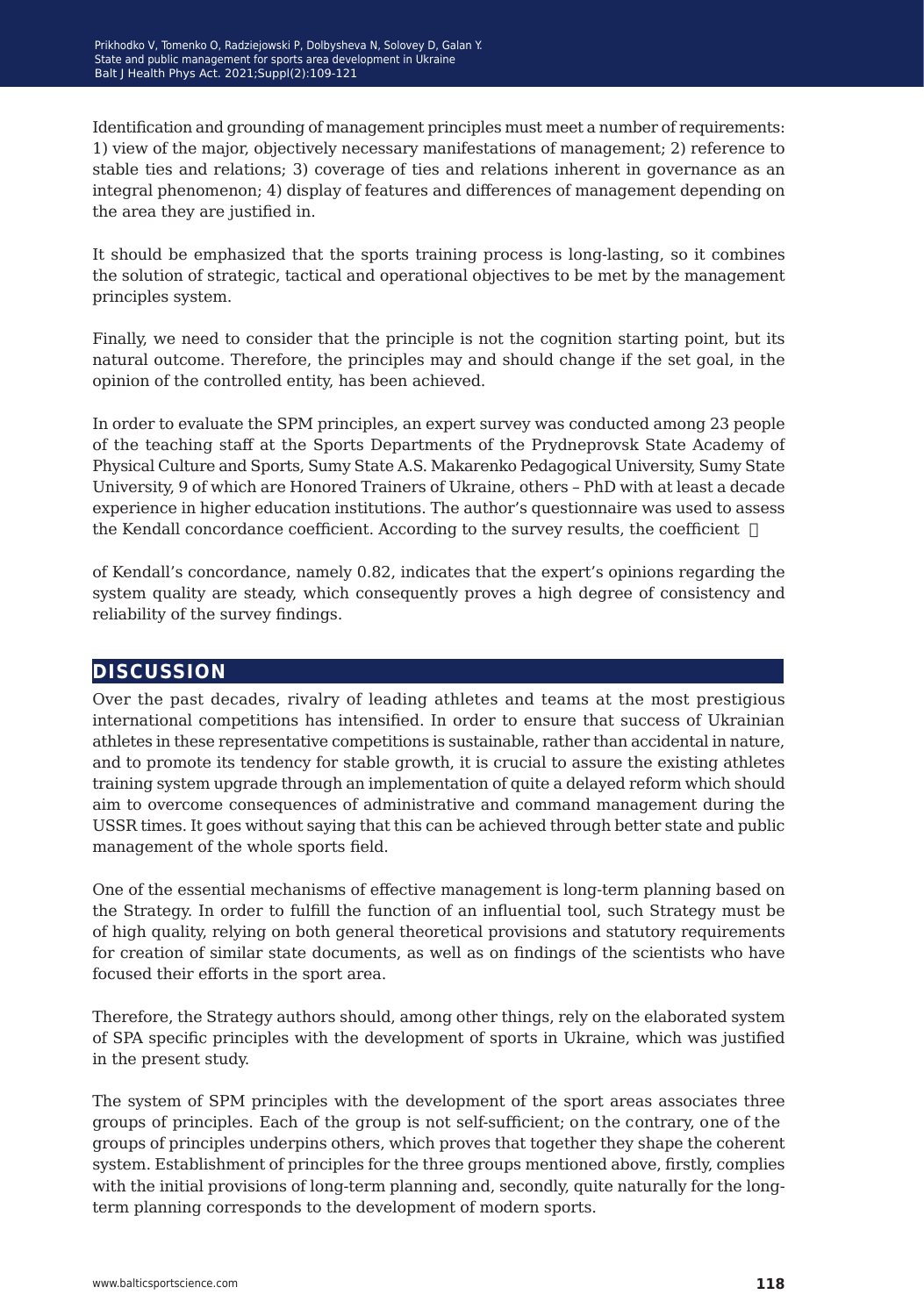Identification and grounding of management principles must meet a number of requirements: 1) view of the major, objectively necessary manifestations of management; 2) reference to stable ties and relations; 3) coverage of ties and relations inherent in governance as an integral phenomenon; 4) display of features and differences of management depending on the area they are justified in.

It should be emphasized that the sports training process is long-lasting, so it combines the solution of strategic, tactical and operational objectives to be met by the management principles system.

Finally, we need to consider that the principle is not the cognition starting point, but its natural outcome. Therefore, the principles may and should change if the set goal, in the opinion of the controlled entity, has been achieved.

In order to evaluate the SPM principles, an expert survey was conducted among 23 people of the teaching staff at the Sports Departments of the Prydneprovsk State Academy of Physical Culture and Sports, Sumy State A.S. Makarenko Pedagogical University, Sumy State University, 9 of which are Honored Trainers of Ukraine, others – PhD with at least a decade experience in higher education institutions. The author's questionnaire was used to assess the Kendall concordance coefficient. According to the survey results, the coefficient of Kendall's concordance, namely 0.82, indicates that the expert's opinions regarding the system quality are steady, which consequently proves a high degree of consistency and reliability of the survey findings.

## DISCUSSION

Over the past decades, rivalry of leading athletes and teams at the most prestigious international competitions has intensified. In order to ensure that success of Ukrainian athletes in these representative competitions is sustainable, rather than accidental in nature, and to promote its tendency for stable growth, it is crucial to assure the existing athletes training system upgrade through an implementation of quite a delayed reform which should aim to overcome consequences of administrative and command management during the USSR times. It goes without saying that this can be achieved through better state and public management of the whole sports field.

One of the essential mechanisms of effective management is long-term planning based on the Strategy. In order to fulfill the function of an influential tool, such Strategy must be of high quality, relying on both general theoretical provisions and statutory requirements for creation of similar state documents, as well as on findings of the scientists who have focused their efforts in the sport area.

Therefore, the Strategy authors should, among other things, rely on the elaborated system of SPA specific principles with the development of sports in Ukraine, which was justified in the present study.

The system of SPM principles with the development of the sport areas associates three groups of principles. Each of the group is not self-sufficient; on the contrary, one of the groups of principles underpins others, which proves that together they shape the coherent system. Establishment of principles for the three groups mentioned above, firstly, complies with the initial provisions of long-term planning and, secondly, quite naturally for the long-term planning corresponds to the development of modern sports.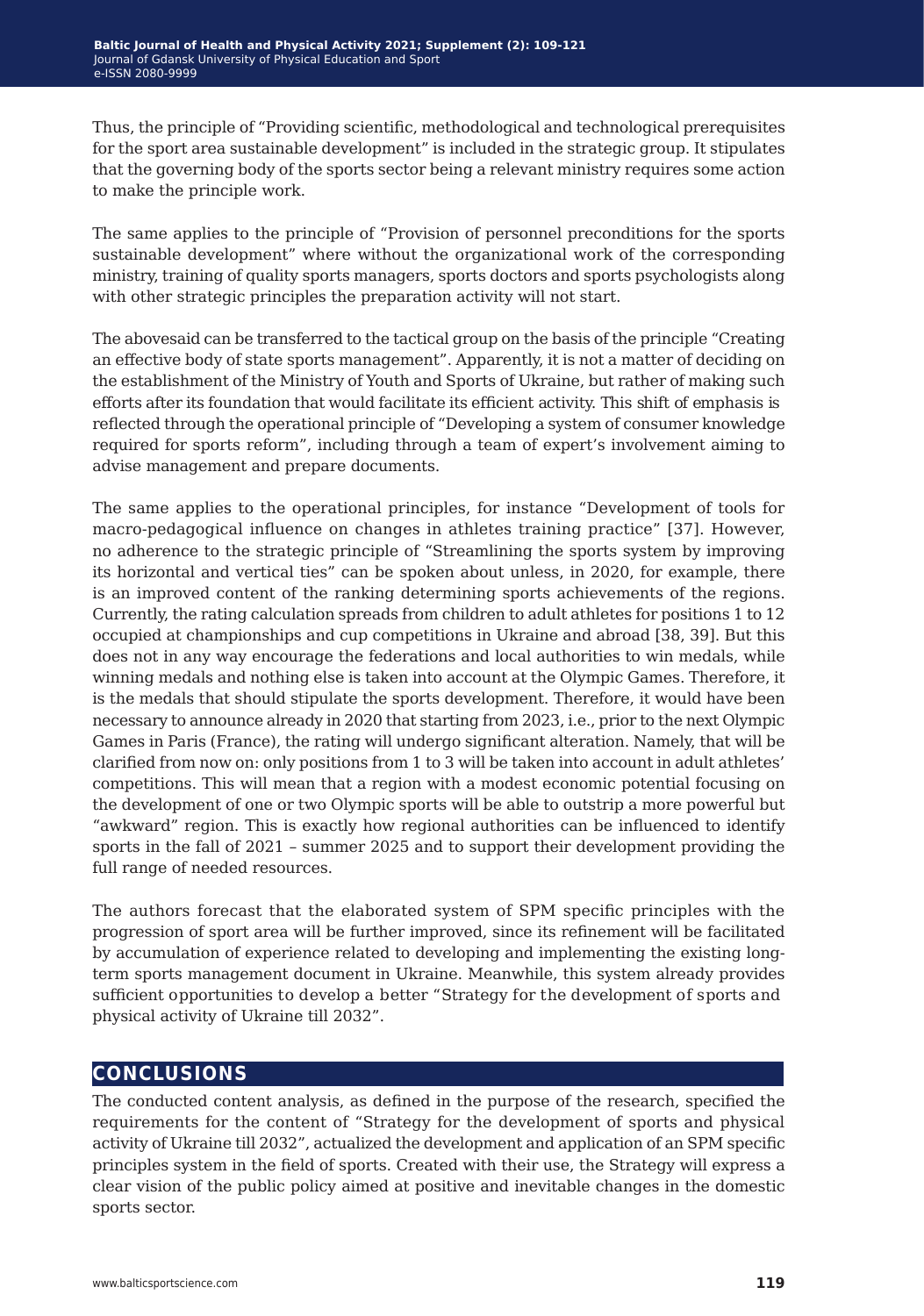Thus, the principle of "Providing scientific, methodological and technological prerequisites for the sport area sustainable development" is included in the strategic group. It stipulates that the governing body of the sports sector being a relevant ministry requires some action to make the principle work.

The same applies to the principle of "Provision of personnel preconditions for the sports sustainable development" where without the organizational work of the corresponding ministry, training of quality sports managers, sports doctors and sports psychologists along with other strategic principles the preparation activity will not start.

The abovesaid can be transferred to the tactical group on the basis of the principle "Creating an effective body of state sports management". Apparently, it is not a matter of deciding on the establishment of the Ministry of Youth and Sports of Ukraine, but rather of making such efforts after its foundation that would facilitate its efficient activity. This shift of emphasis is reflected through the operational principle of "Developing a system of consumer knowledge required for sports reform", including through a team of expert's involvement aiming to advise management and prepare documents.

The same applies to the operational principles, for instance "Development of tools for macro-pedagogical influence on changes in athletes training practice" [37]. However, no adherence to the strategic principle of "Streamlining the sports system by improving its horizontal and vertical ties" can be spoken about unless, in 2020, for example, there is an improved content of the ranking determining sports achievements of the regions. Currently, the rating calculation spreads from children to adult athletes for positions 1 to 12 occupied at championships and cup competitions in Ukraine and abroad [38, 39]. But this does not in any way encourage the federations and local authorities to win medals, while winning medals and nothing else is taken into account at the Olympic Games. Therefore, it is the medals that should stipulate the sports development. Therefore, it would have been necessary to announce already in 2020 that starting from 2023, i.e., prior to the next Olympic Games in Paris (France), the rating will undergo significant alteration. Namely, that will be clarified from now on: only positions from 1 to 3 will be taken into account in adult athletes' competitions. This will mean that a region with a modest economic potential focusing on the development of one or two Olympic sports will be able to outstrip a more powerful but "awkward" region. This is exactly how regional authorities can be influenced to identify sports in the fall of 2021 – summer 2025 and to support their development providing the full range of needed resources.

The authors forecast that the elaborated system of SPM specific principles with the progression of sport area will be further improved, since its refinement will be facilitated by accumulation of experience related to developing and implementing the existing long-term sports management document in Ukraine. Meanwhile, this system already provides sufficient opportunities to develop a better "Strategy for the development of sports and physical activity of Ukraine till 2032".

## CONCLUSIONS

The conducted content analysis, as defined in the purpose of the research, specified the requirements for the content of "Strategy for the development of sports and physical activity of Ukraine till 2032", actualized the development and application of an SPM specific principles system in the field of sports. Created with their use, the Strategy will express a clear vision of the public policy aimed at positive and inevitable changes in the domestic sports sector.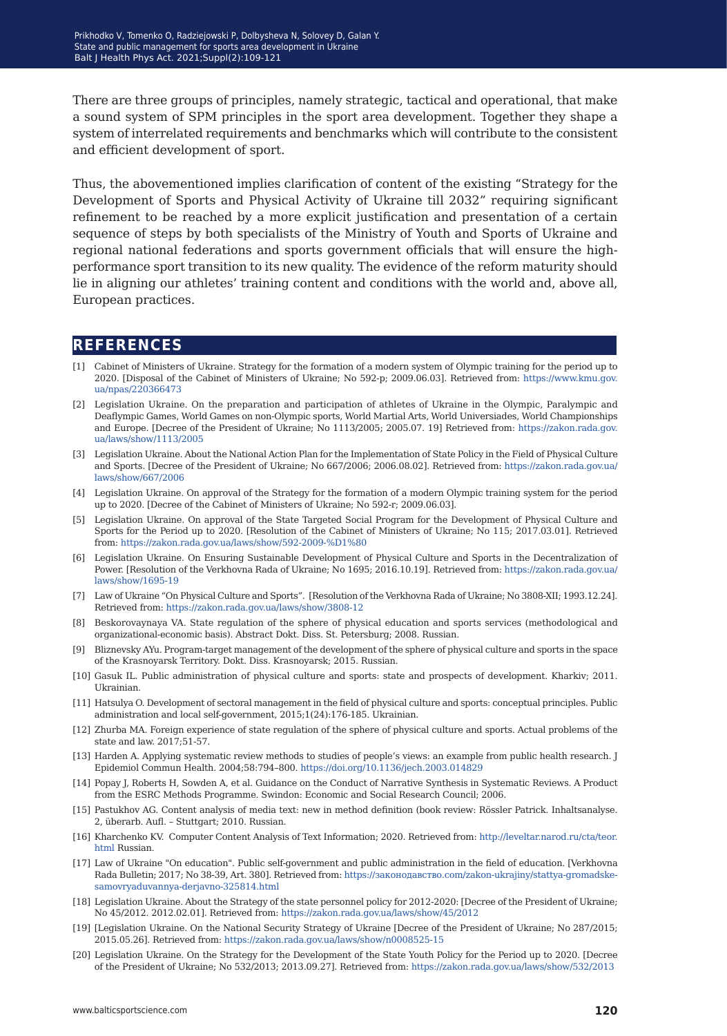There are three groups of principles, namely strategic, tactical and operational, that make a sound system of SPM principles in the sport area development. Together they shape a system of interrelated requirements and benchmarks which will contribute to the consistent and efficient development of sport.

Thus, the abovementioned implies clarification of content of the existing "Strategy for the Development of Sports and Physical Activity of Ukraine till 2032" requiring significant refinement to be reached by a more explicit justification and presentation of a certain sequence of steps by both specialists of the Ministry of Youth and Sports of Ukraine and regional national federations and sports government officials that will ensure the high-performance sport transition to its new quality. The evidence of the reform maturity should lie in aligning our athletes' training content and conditions with the world and, above all, European practices.

## REFERENCES

[1] Cabinet of Ministers of Ukraine. Strategy for the formation of a modern system of Olympic training for the period up to 2020. [Disposal of the Cabinet of Ministers of Ukraine; No 592-p; 2009.06.03]. Retrieved from: https://www.kmu.gov.ua/npas/220366473

[2] Legislation Ukraine. On the preparation and participation of athletes of Ukraine in the Olympic, Paralympic and Deaflympic Games, World Games on non-Olympic sports, World Martial Arts, World Universiades, World Championships and Europe. [Decree of the President of Ukraine; No 1113/2005; 2005.07. 19] Retrieved from: https://zakon.rada.gov.ua/laws/show/1113/2005

[3] Legislation Ukraine. About the National Action Plan for the Implementation of State Policy in the Field of Physical Culture and Sports. [Decree of the President of Ukraine; No 667/2006; 2006.08.02]. Retrieved from: https://zakon.rada.gov.ua/laws/show/667/2006

[4] Legislation Ukraine. On approval of the Strategy for the formation of a modern Olympic training system for the period up to 2020. [Decree of the Cabinet of Ministers of Ukraine; No 592-r; 2009.06.03].

[5] Legislation Ukraine. On approval of the State Targeted Social Program for the Development of Physical Culture and Sports for the Period up to 2020. [Resolution of the Cabinet of Ministers of Ukraine; No 115; 2017.03.01]. Retrieved from: https://zakon.rada.gov.ua/laws/show/592-2009-%D1%80

[6] Legislation Ukraine. On Ensuring Sustainable Development of Physical Culture and Sports in the Decentralization of Power. [Resolution of the Verkhovna Rada of Ukraine; No 1695; 2016.10.19]. Retrieved from: https://zakon.rada.gov.ua/laws/show/1695-19

[7] Law of Ukraine "On Physical Culture and Sports". [Resolution of the Verkhovna Rada of Ukraine; No 3808-XII; 1993.12.24]. Retrieved from: https://zakon.rada.gov.ua/laws/show/3808-12

[8] Beskorovaynaya VA. State regulation of the sphere of physical education and sports services (methodological and organizational-economic basis). Abstract Dokt. Diss. St. Petersburg; 2008. Russian.

[9] Bliznevsky AYu. Program-target management of the development of the sphere of physical culture and sports in the space of the Krasnoyarsk Territory. Dokt. Diss. Krasnoyarsk; 2015. Russian.

[10] Gasuk IL. Public administration of physical culture and sports: state and prospects of development. Kharkiv; 2011. Ukrainian.

[11] Hatsulya O. Development of sectoral management in the field of physical culture and sports: conceptual principles. Public administration and local self-government, 2015;1(24):176-185. Ukrainian.

[12] Zhurba MA. Foreign experience of state regulation of the sphere of physical culture and sports. Actual problems of the state and law. 2017;51-57.

[13] Harden A. Applying systematic review methods to studies of people's views: an example from public health research. J Epidemiol Commun Health. 2004;58:794–800. https://doi.org/10.1136/jech.2003.014829

[14] Popay J, Roberts H, Sowden A, et al. Guidance on the Conduct of Narrative Synthesis in Systematic Reviews. A Product from the ESRC Methods Programme. Swindon: Economic and Social Research Council; 2006.

[15] Pastukhov AG. Content analysis of media text: new in method definition (book review: Rössler Patrick. Inhaltsanalyse. 2, überarb. Aufl. – Stuttgart; 2010. Russian.

[16] Kharchenko KV. Computer Content Analysis of Text Information; 2020. Retrieved from: http://leveltar.narod.ru/cta/teor.html Russian.

[17] Law of Ukraine "On education". Public self-government and public administration in the field of education. [Verkhovna Rada Bulletin; 2017; No 38-39, Art. 380]. Retrieved from: https://законодавство.com/zakon-ukrajiny/stattya-gromadske-samovryaduvannya-derjavno-325814.html

[18] Legislation Ukraine. About the Strategy of the state personnel policy for 2012-2020: [Decree of the President of Ukraine; No 45/2012. 2012.02.01]. Retrieved from: https://zakon.rada.gov.ua/laws/show/45/2012

[19] [Legislation Ukraine. On the National Security Strategy of Ukraine [Decree of the President of Ukraine; No 287/2015; 2015.05.26]. Retrieved from: https://zakon.rada.gov.ua/laws/show/n0008525-15

[20] Legislation Ukraine. On the Strategy for the Development of the State Youth Policy for the Period up to 2020. [Decree of the President of Ukraine; No 532/2013; 2013.09.27]. Retrieved from: https://zakon.rada.gov.ua/laws/show/532/2013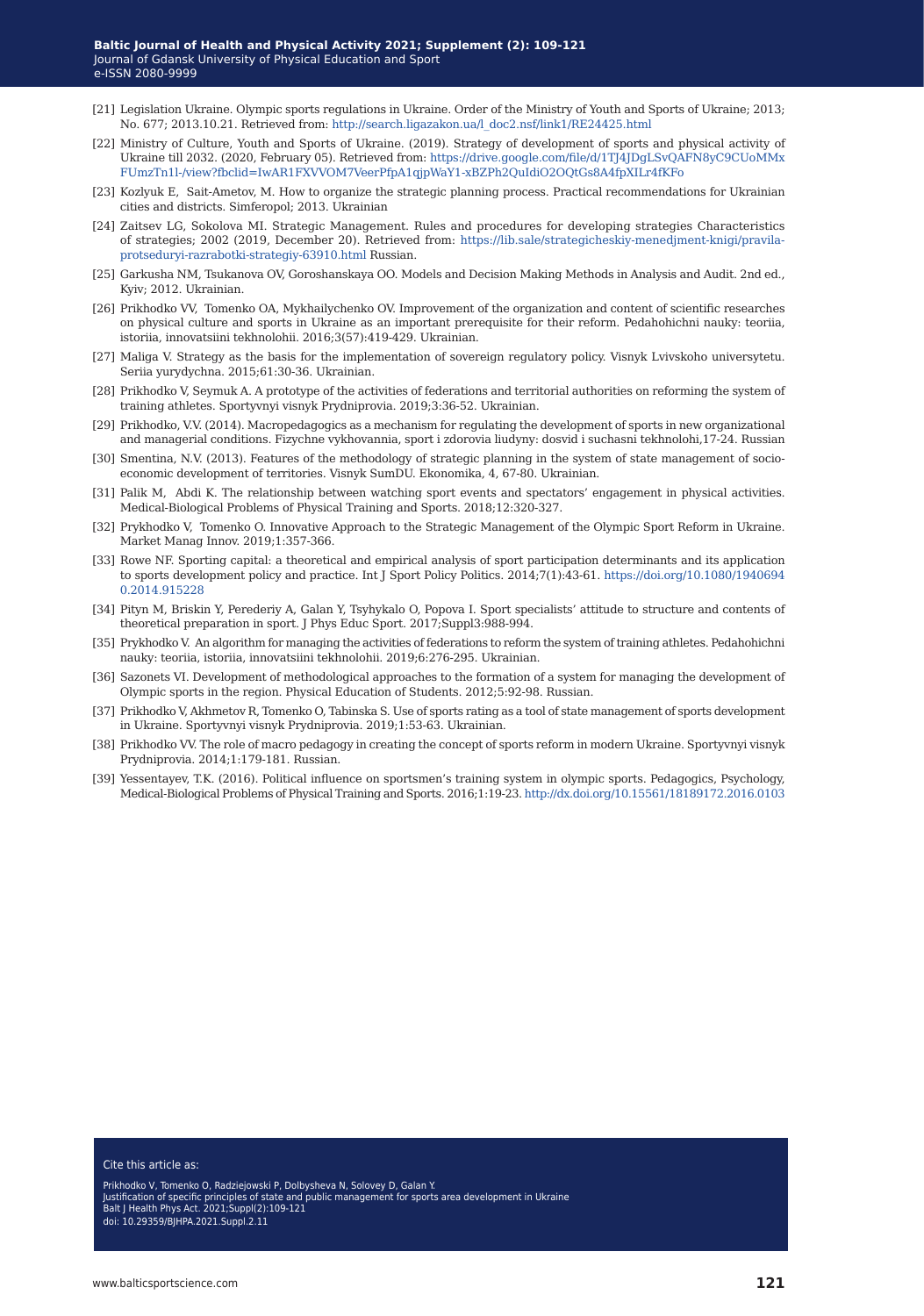[21] Legislation Ukraine. Olympic sports regulations in Ukraine. Order of the Ministry of Youth and Sports of Ukraine; 2013; No. 677; 2013.10.21. Retrieved from: http://search.ligazakon.ua/l_doc2.nsf/link1/RE24425.html

[22] Ministry of Culture, Youth and Sports of Ukraine. (2019). Strategy of development of sports and physical activity of Ukraine till 2032. (2020, February 05). Retrieved from: https://drive.google.com/file/d/1TJ4JDgLSvQAFN8yC9CUoMMxFUmzTn1l-/view?fbclid=IwAR1FXVVOM7VeerPfpA1qjpWaY1-xBZPh2QuIdiO2OQtGs8A4fpXILr4fKFo

[23] Kozlyuk E, Sait-Ametov, M. How to organize the strategic planning process. Practical recommendations for Ukrainian cities and districts. Simferopol; 2013. Ukrainian

[24] Zaitsev LG, Sokolova MI. Strategic Management. Rules and procedures for developing strategies Characteristics of strategies; 2002 (2019, December 20). Retrieved from: https://lib.sale/strategicheskiy-menedjment-knigi/pravila-protseduryi-razrabotki-strategiy-63910.html Russian.

[25] Garkusha NM, Tsukanova OV, Goroshanskaya OO. Models and Decision Making Methods in Analysis and Audit. 2nd ed., Kyiv; 2012. Ukrainian.

[26] Prikhodko VV, Tomenko OA, Mykhailychenko OV. Improvement of the organization and content of scientific researches on physical culture and sports in Ukraine as an important prerequisite for their reform. Pedahohichni nauky: teoriia, istoriia, innovatsiini tekhnolohii. 2016;3(57):419-429. Ukrainian.

[27] Maliga V. Strategy as the basis for the implementation of sovereign regulatory policy. Visnyk Lvivskoho universytetu. Seriia yurydychna. 2015;61:30-36. Ukrainian.

[28] Prikhodko V, Seymuk A. A prototype of the activities of federations and territorial authorities on reforming the system of training athletes. Sportyvnyi visnyk Prydniprovia. 2019;3:36-52. Ukrainian.

[29] Prikhodko, V.V. (2014). Macropedagogics as a mechanism for regulating the development of sports in new organizational and managerial conditions. Fizychne vykhovannia, sport i zdorovia liudyny: dosvid i suchasni tekhnolohi,17-24. Russian

[30] Smentina, N.V. (2013). Features of the methodology of strategic planning in the system of state management of socio-economic development of territories. Visnyk SumDU. Ekonomika, 4, 67-80. Ukrainian.

[31] Palik M, Abdi K. The relationship between watching sport events and spectators' engagement in physical activities. Medical-Biological Problems of Physical Training and Sports. 2018;12:320-327.

[32] Prykhodko V, Tomenko O. Innovative Approach to the Strategic Management of the Olympic Sport Reform in Ukraine. Market Manag Innov. 2019;1:357-366.

[33] Rowe NF. Sporting capital: a theoretical and empirical analysis of sport participation determinants and its application to sports development policy and practice. Int J Sport Policy Politics. 2014;7(1):43-61. https://doi.org/10.1080/19406940.2014.915228

[34] Pityn M, Briskin Y, Perederiy A, Galan Y, Tsyhykalo O, Popova I. Sport specialists' attitude to structure and contents of theoretical preparation in sport. J Phys Educ Sport. 2017;Suppl3:988-994.

[35] Prykhodko V. An algorithm for managing the activities of federations to reform the system of training athletes. Pedahohichni nauky: teoriia, istoriia, innovatsiini tekhnolohii. 2019;6:276-295. Ukrainian.

[36] Sazonets VI. Development of methodological approaches to the formation of a system for managing the development of Olympic sports in the region. Physical Education of Students. 2012;5:92-98. Russian.

[37] Prikhodko V, Akhmetov R, Tomenko O, Tabinska S. Use of sports rating as a tool of state management of sports development in Ukraine. Sportyvnyi visnyk Prydniprovia. 2019;1:53-63. Ukrainian.

[38] Prikhodko VV. The role of macro pedagogy in creating the concept of sports reform in modern Ukraine. Sportyvnyi visnyk Prydniprovia. 2014;1:179-181. Russian.

[39] Yessentayev, T.K. (2016). Political influence on sportsmen's training system in olympic sports. Pedagogics, Psychology, Medical-Biological Problems of Physical Training and Sports. 2016;1:19-23. http://dx.doi.org/10.15561/18189172.2016.0103

Cite this article as:

Prikhodko V, Tomenko O, Radziejowski P, Dolbysheva N, Solovey D, Galan Y.
Justification of specific principles of state and public management for sports area development in Ukraine
Balt J Health Phys Act. 2021;Suppl(2):109-121
doi: 10.29359/BJHPA.2021.Suppl.2.11